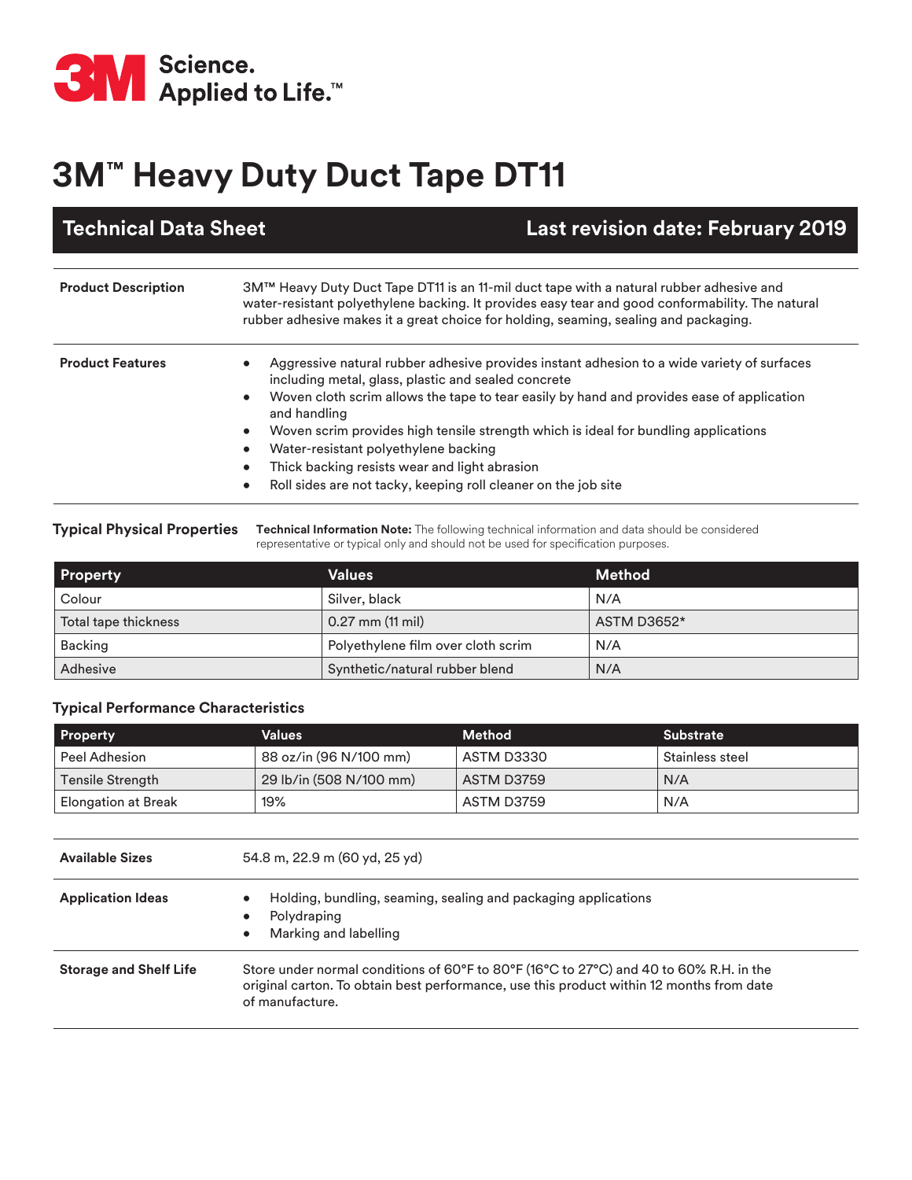3M Science. Applied to Life.™

# 3M™ Heavy Duty Duct Tape DT11

## Technical Data Sheet

**Last revision date: February 2019**

| | |
|---|---|
| **Product Description** | 3M™ Heavy Duty Duct Tape DT11 is an 11-mil duct tape with a natural rubber adhesive and water-resistant polyethylene backing. It provides easy tear and good conformability. The natural rubber adhesive makes it a great choice for holding, seaming, sealing and packaging. |

**Product Features**

- Aggressive natural rubber adhesive provides instant adhesion to a wide variety of surfaces including metal, glass, plastic and sealed concrete
- Woven cloth scrim allows the tape to tear easily by hand and provides ease of application and handling
- Woven scrim provides high tensile strength which is ideal for bundling applications
- Water-resistant polyethylene backing
- Thick backing resists wear and light abrasion
- Roll sides are not tacky, keeping roll cleaner on the job site

### Typical Physical Properties

**Technical Information Note:** The following technical information and data should be considered representative or typical only and should not be used for specification purposes.

| Property | Values | Method |
|---|---|---|
| Colour | Silver, black | N/A |
| Total tape thickness | 0.27 mm (11 mil) | ASTM D3652* |
| Backing | Polyethylene film over cloth scrim | N/A |
| Adhesive | Synthetic/natural rubber blend | N/A |

### Typical Performance Characteristics

| Property | Values | Method | Substrate |
|---|---|---|---|
| Peel Adhesion | 88 oz/in (96 N/100 mm) | ASTM D3330 | Stainless steel |
| Tensile Strength | 29 lb/in (508 N/100 mm) | ASTM D3759 | N/A |
| Elongation at Break | 19% | ASTM D3759 | N/A |

**Available Sizes**

54.8 m, 22.9 m (60 yd, 25 yd)

**Application Ideas**

- Holding, bundling, seaming, sealing and packaging applications
- Polydraping
- Marking and labelling

**Storage and Shelf Life**

Store under normal conditions of 60°F to 80°F (16°C to 27°C) and 40 to 60% R.H. in the original carton. To obtain best performance, use this product within 12 months from date of manufacture.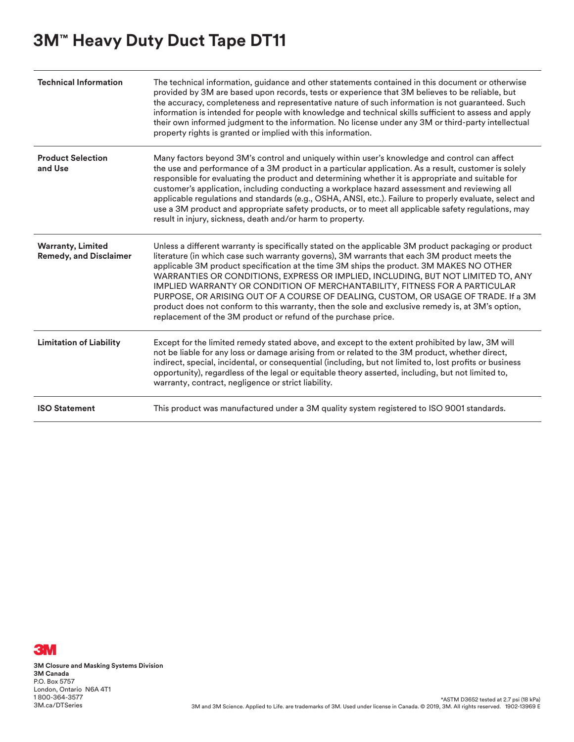# 3M™ Heavy Duty Duct Tape DT11

| | |
|---|---|
| **Technical Information** | The technical information, guidance and other statements contained in this document or otherwise provided by 3M are based upon records, tests or experience that 3M believes to be reliable, but the accuracy, completeness and representative nature of such information is not guaranteed. Such information is intended for people with knowledge and technical skills sufficient to assess and apply their own informed judgment to the information. No license under any 3M or third-party intellectual property rights is granted or implied with this information. |
| **Product Selection and Use** | Many factors beyond 3M's control and uniquely within user's knowledge and control can affect the use and performance of a 3M product in a particular application. As a result, customer is solely responsible for evaluating the product and determining whether it is appropriate and suitable for customer's application, including conducting a workplace hazard assessment and reviewing all applicable regulations and standards (e.g., OSHA, ANSI, etc.). Failure to properly evaluate, select and use a 3M product and appropriate safety products, or to meet all applicable safety regulations, may result in injury, sickness, death and/or harm to property. |
| **Warranty, Limited Remedy, and Disclaimer** | Unless a different warranty is specifically stated on the applicable 3M product packaging or product literature (in which case such warranty governs), 3M warrants that each 3M product meets the applicable 3M product specification at the time 3M ships the product. 3M MAKES NO OTHER WARRANTIES OR CONDITIONS, EXPRESS OR IMPLIED, INCLUDING, BUT NOT LIMITED TO, ANY IMPLIED WARRANTY OR CONDITION OF MERCHANTABILITY, FITNESS FOR A PARTICULAR PURPOSE, OR ARISING OUT OF A COURSE OF DEALING, CUSTOM, OR USAGE OF TRADE. If a 3M product does not conform to this warranty, then the sole and exclusive remedy is, at 3M's option, replacement of the 3M product or refund of the purchase price. |
| **Limitation of Liability** | Except for the limited remedy stated above, and except to the extent prohibited by law, 3M will not be liable for any loss or damage arising from or related to the 3M product, whether direct, indirect, special, incidental, or consequential (including, but not limited to, lost profits or business opportunity), regardless of the legal or equitable theory asserted, including, but not limited to, warranty, contract, negligence or strict liability. |
| **ISO Statement** | This product was manufactured under a 3M quality system registered to ISO 9001 standards. |

**3M Closure and Masking Systems Division**
**3M Canada**
P.O. Box 5757
London, Ontario N6A 4T1
1 800-364-3577
3M.ca/DTSeries

*ASTM D3652 tested at 2.7 psi (18 kPa)

3M and 3M Science. Applied to Life. are trademarks of 3M. Used under license in Canada. © 2019, 3M. All rights reserved. 1902-13969 E